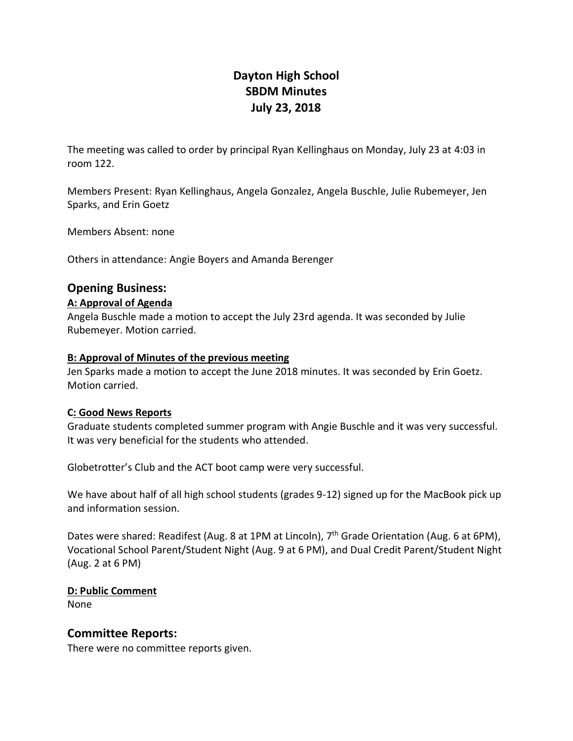# Dayton High School
# SBDM Minutes
# July 23, 2018

The meeting was called to order by principal Ryan Kellinghaus on Monday, July 23 at 4:03 in room 122.

Members Present: Ryan Kellinghaus, Angela Gonzalez, Angela Buschle, Julie Rubemeyer, Jen Sparks, and Erin Goetz

Members Absent: none

Others in attendance: Angie Boyers and Amanda Berenger

## Opening Business:

**A: Approval of Agenda**

Angela Buschle made a motion to accept the July 23rd agenda. It was seconded by Julie Rubemeyer. Motion carried.

**B: Approval of Minutes of the previous meeting**

Jen Sparks made a motion to accept the June 2018 minutes. It was seconded by Erin Goetz. Motion carried.

**C: Good News Reports**

Graduate students completed summer program with Angie Buschle and it was very successful. It was very beneficial for the students who attended.

Globetrotter's Club and the ACT boot camp were very successful.

We have about half of all high school students (grades 9-12) signed up for the MacBook pick up and information session.

Dates were shared: Readifest (Aug. 8 at 1PM at Lincoln), 7th Grade Orientation (Aug. 6 at 6PM), Vocational School Parent/Student Night (Aug. 9 at 6 PM), and Dual Credit Parent/Student Night (Aug. 2 at 6 PM)

**D: Public Comment**

None

## Committee Reports:

There were no committee reports given.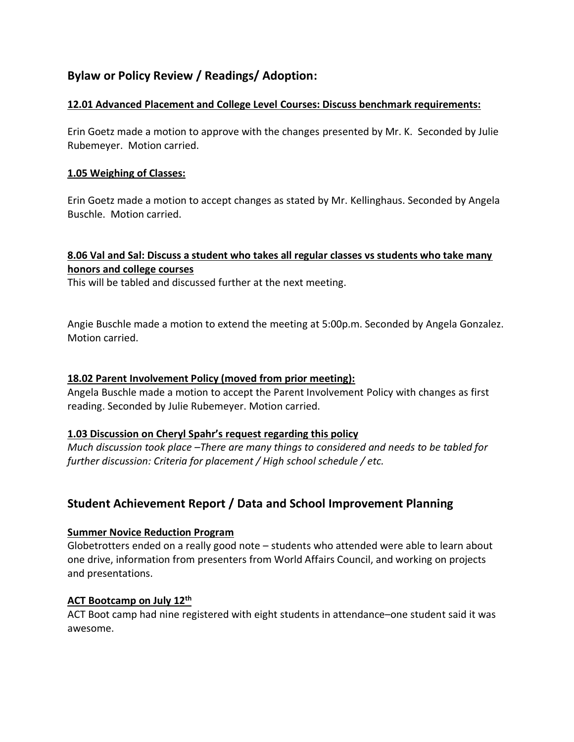## Bylaw or Policy Review / Readings/ Adoption:

**12.01 Advanced Placement and College Level Courses: Discuss benchmark requirements:**

Erin Goetz made a motion to approve with the changes presented by Mr. K. Seconded by Julie Rubemeyer. Motion carried.

**1.05 Weighing of Classes:**

Erin Goetz made a motion to accept changes as stated by Mr. Kellinghaus. Seconded by Angela Buschle. Motion carried.

**8.06 Val and Sal: Discuss a student who takes all regular classes vs students who take many honors and college courses**

This will be tabled and discussed further at the next meeting.

Angie Buschle made a motion to extend the meeting at 5:00p.m. Seconded by Angela Gonzalez. Motion carried.

**18.02 Parent Involvement Policy (moved from prior meeting):**

Angela Buschle made a motion to accept the Parent Involvement Policy with changes as first reading. Seconded by Julie Rubemeyer. Motion carried.

**1.03 Discussion on Cheryl Spahr's request regarding this policy**

*Much discussion took place –There are many things to considered and needs to be tabled for further discussion: Criteria for placement / High school schedule / etc.*

## Student Achievement Report / Data and School Improvement Planning

**Summer Novice Reduction Program**

Globetrotters ended on a really good note – students who attended were able to learn about one drive, information from presenters from World Affairs Council, and working on projects and presentations.

**ACT Bootcamp on July 12th**

ACT Boot camp had nine registered with eight students in attendance–one student said it was awesome.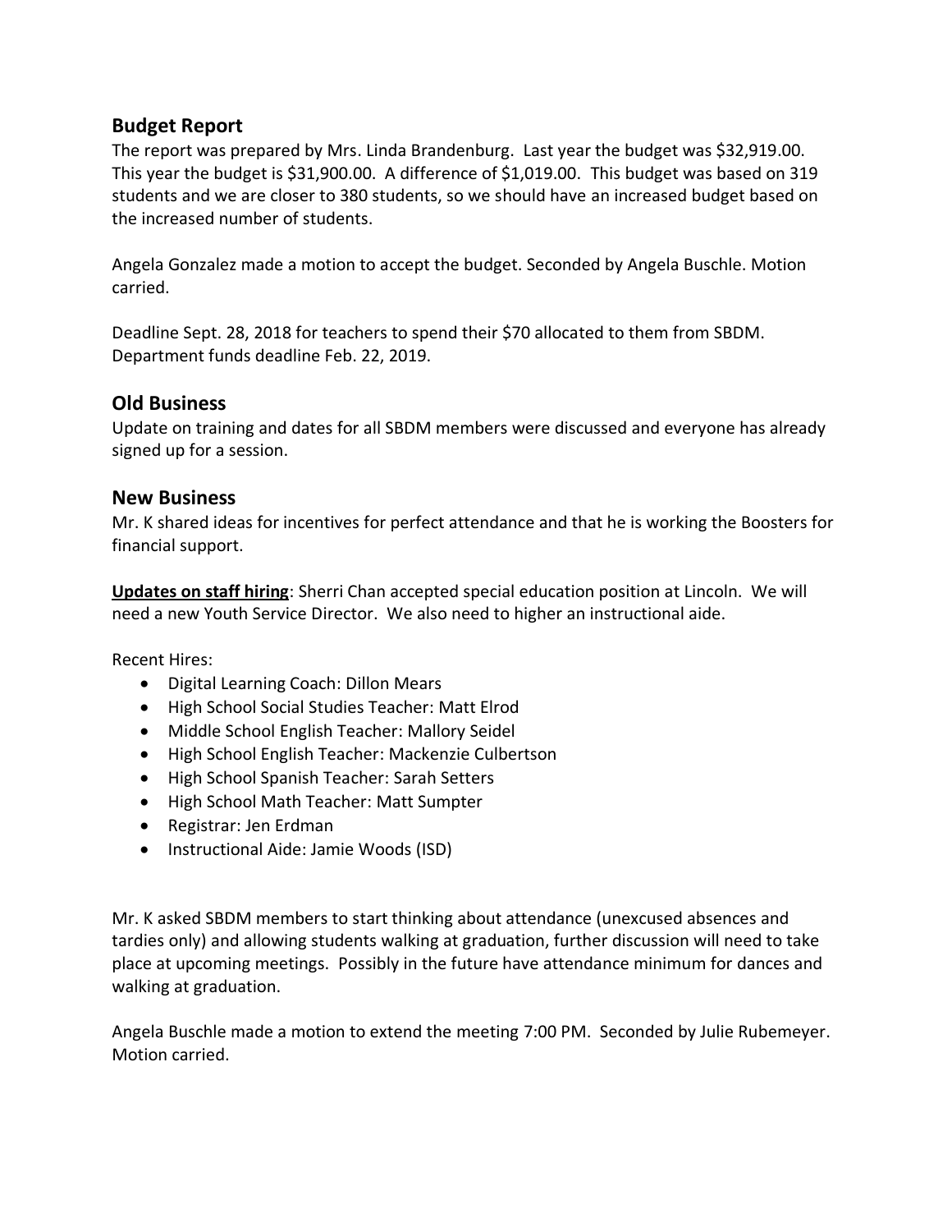## Budget Report

The report was prepared by Mrs. Linda Brandenburg. Last year the budget was $32,919.00. This year the budget is $31,900.00. A difference of $1,019.00. This budget was based on 319 students and we are closer to 380 students, so we should have an increased budget based on the increased number of students.

Angela Gonzalez made a motion to accept the budget. Seconded by Angela Buschle. Motion carried.

Deadline Sept. 28, 2018 for teachers to spend their $70 allocated to them from SBDM. Department funds deadline Feb. 22, 2019.

## Old Business

Update on training and dates for all SBDM members were discussed and everyone has already signed up for a session.

## New Business

Mr. K shared ideas for incentives for perfect attendance and that he is working the Boosters for financial support.

**<u>Updates on staff hiring</u>**: Sherri Chan accepted special education position at Lincoln. We will need a new Youth Service Director. We also need to higher an instructional aide.

Recent Hires:

- Digital Learning Coach: Dillon Mears
- High School Social Studies Teacher: Matt Elrod
- Middle School English Teacher: Mallory Seidel
- High School English Teacher: Mackenzie Culbertson
- High School Spanish Teacher: Sarah Setters
- High School Math Teacher: Matt Sumpter
- Registrar: Jen Erdman
- Instructional Aide: Jamie Woods (ISD)

Mr. K asked SBDM members to start thinking about attendance (unexcused absences and tardies only) and allowing students walking at graduation, further discussion will need to take place at upcoming meetings. Possibly in the future have attendance minimum for dances and walking at graduation.

Angela Buschle made a motion to extend the meeting 7:00 PM. Seconded by Julie Rubemeyer. Motion carried.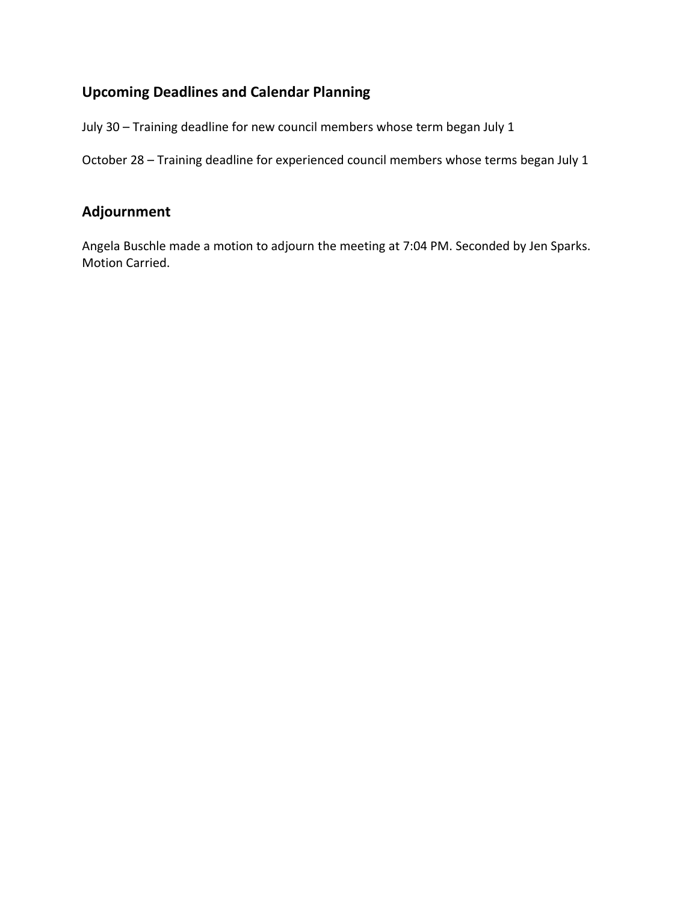## Upcoming Deadlines and Calendar Planning

July 30 – Training deadline for new council members whose term began July 1

October 28 – Training deadline for experienced council members whose terms began July 1

## Adjournment

Angela Buschle made a motion to adjourn the meeting at 7:04 PM. Seconded by Jen Sparks. Motion Carried.